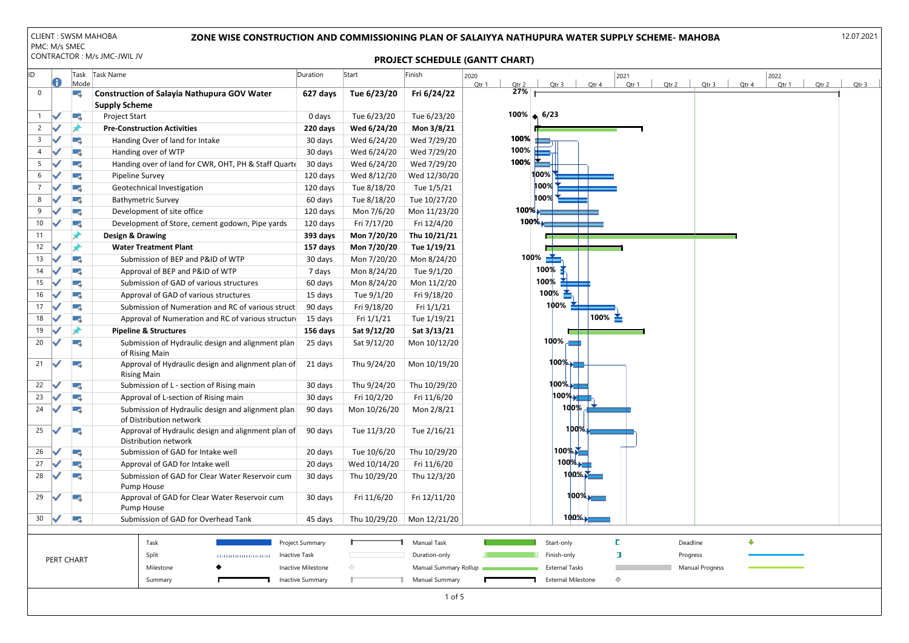CLIENT : SWSM MAHOBA
PMC: M/s SMEC
CONTRACTOR : M/s JMC-JWIL JV

# ZONE WISE CONSTRUCTION AND COMMISSIONING PLAN OF SALAIYYA NATHUPURA WATER SUPPLY SCHEME- MAHOBA

12.07.2021

## PROJECT SCHEDULE (GANTT CHART)

| ID | Task Name | Duration | Start | Finish | % Complete |
|---|---|---|---|---|---|
| 0 | **Construction of Salayia Nathupura GOV Water Supply Scheme** | **627 days** | **Tue 6/23/20** | **Fri 6/24/22** | 27% |
| 1 | Project Start | 0 days | Tue 6/23/20 | Tue 6/23/20 | 100% (6/23) |
| 2 | **Pre-Construction Activities** | **220 days** | **Wed 6/24/20** | **Mon 3/8/21** | |
| 3 | Handing Over of land for Intake | 30 days | Wed 6/24/20 | Wed 7/29/20 | 100% |
| 4 | Handing over of WTP | 30 days | Wed 6/24/20 | Wed 7/29/20 | 100% |
| 5 | Handing over of land for CWR, OHT, PH & Staff Quarte | 30 days | Wed 6/24/20 | Wed 7/29/20 | 100% |
| 6 | Pipeline Survey | 120 days | Wed 8/12/20 | Wed 12/30/20 | 100% |
| 7 | Geotechnical Investigation | 120 days | Tue 8/18/20 | Tue 1/5/21 | 100% |
| 8 | Bathymetric Survey | 60 days | Tue 8/18/20 | Tue 10/27/20 | 100% |
| 9 | Development of site office | 120 days | Mon 7/6/20 | Mon 11/23/20 | 100% |
| 10 | Development of Store, cement godown, Pipe yards | 120 days | Fri 7/17/20 | Fri 12/4/20 | 100% |
| 11 | **Design & Drawing** | **393 days** | **Mon 7/20/20** | **Thu 10/21/21** | |
| 12 | **Water Treatment Plant** | **157 days** | **Mon 7/20/20** | **Tue 1/19/21** | |
| 13 | Submission of BEP and P&ID of WTP | 30 days | Mon 7/20/20 | Mon 8/24/20 | 100% |
| 14 | Approval of BEP and P&ID of WTP | 7 days | Mon 8/24/20 | Tue 9/1/20 | 100% |
| 15 | Submission of GAD of various structures | 60 days | Mon 8/24/20 | Mon 11/2/20 | 100% |
| 16 | Approval of GAD of various structures | 15 days | Tue 9/1/20 | Fri 9/18/20 | 100% |
| 17 | Submission of Numeration and RC of various struct | 90 days | Fri 9/18/20 | Fri 1/1/21 | 100% |
| 18 | Approval of Numeration and RC of various structur | 15 days | Fri 1/1/21 | Tue 1/19/21 | 100% |
| 19 | **Pipeline & Structures** | **156 days** | **Sat 9/12/20** | **Sat 3/13/21** | |
| 20 | Submission of Hydraulic design and alignment plan of Rising Main | 25 days | Sat 9/12/20 | Mon 10/12/20 | 100% |
| 21 | Approval of Hydraulic design and alignment plan of Rising Main | 21 days | Thu 9/24/20 | Mon 10/19/20 | 100% |
| 22 | Submission of L - section of Rising main | 30 days | Thu 9/24/20 | Thu 10/29/20 | 100% |
| 23 | Approval of L-section of Rising main | 30 days | Fri 10/2/20 | Fri 11/6/20 | 100% |
| 24 | Submission of Hydraulic design and alignment plan of Distribution network | 90 days | Mon 10/26/20 | Mon 2/8/21 | 100% |
| 25 | Approval of Hydraulic design and alignment plan of Distribution network | 90 days | Tue 11/3/20 | Tue 2/16/21 | 100% |
| 26 | Submission of GAD for Intake well | 20 days | Tue 10/6/20 | Thu 10/29/20 | 100% |
| 27 | Approval of GAD for Intake well | 20 days | Wed 10/14/20 | Fri 11/6/20 | 100% |
| 28 | Submission of GAD for Clear Water Reservoir cum Pump House | 30 days | Thu 10/29/20 | Thu 12/3/20 | 100% |
| 29 | Approval of GAD for Clear Water Reservoir cum Pump House | 30 days | Fri 11/6/20 | Fri 12/11/20 | 100% |
| 30 | Submission of GAD for Overhead Tank | 45 days | Thu 10/29/20 | Mon 12/21/20 | 100% |

PERT CHART

Legend: Task, Split, Milestone, Summary, Project Summary, Inactive Task, Inactive Milestone, Inactive Summary, Manual Task, Duration-only, Manual Summary Rollup, Manual Summary, Start-only, Finish-only, External Tasks, External Milestone, Deadline, Progress, Manual Progress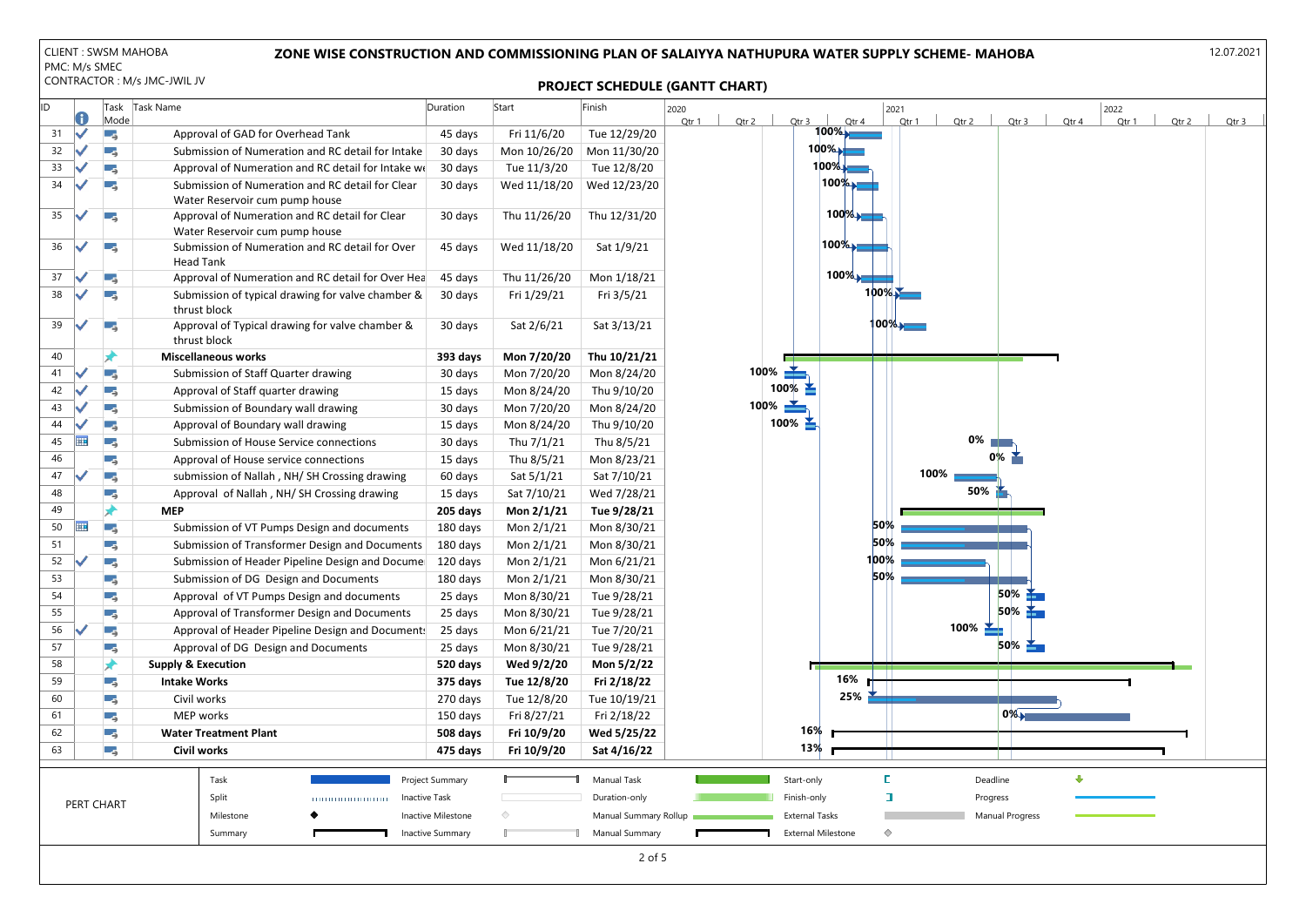CLIENT : SWSM MAHOBA
PMC: M/s SMEC
CONTRACTOR : M/s JMC-JWIL JV

# ZONE WISE CONSTRUCTION AND COMMISSIONING PLAN OF SALAIYYA NATHUPURA WATER SUPPLY SCHEME- MAHOBA

12.07.2021

## PROJECT SCHEDULE (GANTT CHART)

| ID | Task Name | Duration | Start | Finish | Progress |
|---|---|---|---|---|---|
| 31 | Approval of GAD for Overhead Tank | 45 days | Fri 11/6/20 | Tue 12/29/20 | 100% |
| 32 | Submission of Numeration and RC detail for Intake | 30 days | Mon 10/26/20 | Mon 11/30/20 | 100% |
| 33 | Approval of Numeration and RC detail for Intake we | 30 days | Tue 11/3/20 | Tue 12/8/20 | 100% |
| 34 | Submission of Numeration and RC detail for Clear Water Reservoir cum pump house | 30 days | Wed 11/18/20 | Wed 12/23/20 | 100% |
| 35 | Approval of Numeration and RC detail for Clear Water Reservoir cum pump house | 30 days | Thu 11/26/20 | Thu 12/31/20 | 100% |
| 36 | Submission of Numeration and RC detail for Over Head Tank | 45 days | Wed 11/18/20 | Sat 1/9/21 | 100% |
| 37 | Approval of Numeration and RC detail for Over Hea | 45 days | Thu 11/26/20 | Mon 1/18/21 | 100% |
| 38 | Submission of typical drawing for valve chamber & thrust block | 30 days | Fri 1/29/21 | Fri 3/5/21 | 100% |
| 39 | Approval of Typical drawing for valve chamber & thrust block | 30 days | Sat 2/6/21 | Sat 3/13/21 | 100% |
| 40 | **Miscellaneous works** | **393 days** | **Mon 7/20/20** | **Thu 10/21/21** | |
| 41 | Submission of Staff Quarter drawing | 30 days | Mon 7/20/20 | Mon 8/24/20 | 100% |
| 42 | Approval of Staff quarter drawing | 15 days | Mon 8/24/20 | Thu 9/10/20 | 100% |
| 43 | Submission of Boundary wall drawing | 30 days | Mon 7/20/20 | Mon 8/24/20 | 100% |
| 44 | Approval of Boundary wall drawing | 15 days | Mon 8/24/20 | Thu 9/10/20 | 100% |
| 45 | Submission of House Service connections | 30 days | Thu 7/1/21 | Thu 8/5/21 | 0% |
| 46 | Approval of House service connections | 15 days | Thu 8/5/21 | Mon 8/23/21 | 0% |
| 47 | submission of Nallah , NH/ SH Crossing drawing | 60 days | Sat 5/1/21 | Sat 7/10/21 | 100% |
| 48 | Approval of Nallah , NH/ SH Crossing drawing | 15 days | Sat 7/10/21 | Wed 7/28/21 | 50% |
| 49 | **MEP** | **205 days** | **Mon 2/1/21** | **Tue 9/28/21** | |
| 50 | Submission of VT Pumps Design and documents | 180 days | Mon 2/1/21 | Mon 8/30/21 | 50% |
| 51 | Submission of Transformer Design and Documents | 180 days | Mon 2/1/21 | Mon 8/30/21 | 50% |
| 52 | Submission of Header Pipeline Design and Docume | 120 days | Mon 2/1/21 | Mon 6/21/21 | 100% |
| 53 | Submission of DG Design and Documents | 180 days | Mon 2/1/21 | Mon 8/30/21 | 50% |
| 54 | Approval of VT Pumps Design and documents | 25 days | Mon 8/30/21 | Tue 9/28/21 | 50% |
| 55 | Approval of Transformer Design and Documents | 25 days | Mon 8/30/21 | Tue 9/28/21 | 50% |
| 56 | Approval of Header Pipeline Design and Document | 25 days | Mon 6/21/21 | Tue 7/20/21 | 100% |
| 57 | Approval of DG Design and Documents | 25 days | Mon 8/30/21 | Tue 9/28/21 | 50% |
| 58 | **Supply & Execution** | **520 days** | **Wed 9/2/20** | **Mon 5/2/22** | |
| 59 | **Intake Works** | **375 days** | **Tue 12/8/20** | **Fri 2/18/22** | 16% |
| 60 | Civil works | 270 days | Tue 12/8/20 | Tue 10/19/21 | 25% |
| 61 | MEP works | 150 days | Fri 8/27/21 | Fri 2/18/22 | 0% |
| 62 | **Water Treatment Plant** | **508 days** | **Fri 10/9/20** | **Wed 5/25/22** | 16% |
| 63 | **Civil works** | **475 days** | **Fri 10/9/20** | **Sat 4/16/22** | 13% |

PERT CHART

Legend: Task, Split, Milestone, Summary, Project Summary, Inactive Task, Inactive Milestone, Inactive Summary, Manual Task, Duration-only, Manual Summary Rollup, Manual Summary, Start-only, Finish-only, External Tasks, External Milestone, Deadline, Progress, Manual Progress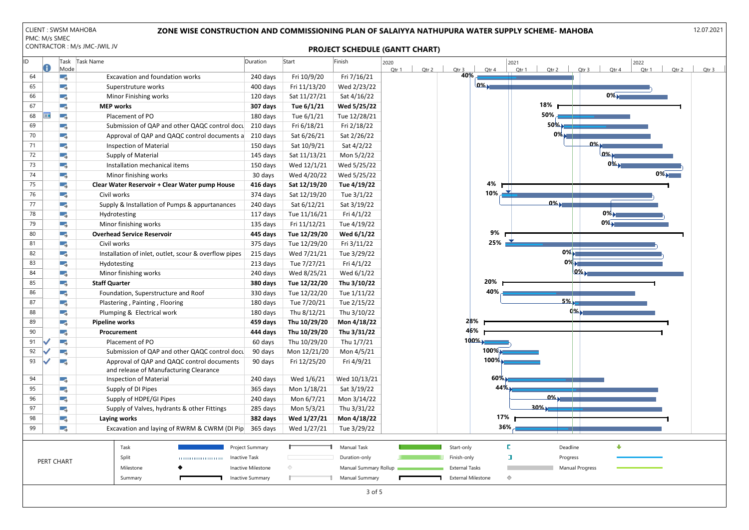CLIENT : SWSM MAHOBA
PMC: M/s SMEC
CONTRACTOR : M/s JMC-JWIL JV

# ZONE WISE CONSTRUCTION AND COMMISSIONING PLAN OF SALAIYYA NATHUPURA WATER SUPPLY SCHEME- MAHOBA

12.07.2021

## PROJECT SCHEDULE (GANTT CHART)

| ID | Task Name | Duration | Start | Finish | % Complete |
|---|---|---|---|---|---|
| 64 | Excavation and foundation works | 240 days | Fri 10/9/20 | Fri 7/16/21 | 40% |
| 65 | Superstructure works | 400 days | Fri 11/13/20 | Wed 2/23/22 | 0% |
| 66 | Minor Finishing works | 120 days | Sat 11/27/21 | Sat 4/16/22 | 0% |
| 67 | **MEP works** | **307 days** | **Tue 6/1/21** | **Wed 5/25/22** | 18% |
| 68 | Placement of PO | 180 days | Tue 6/1/21 | Tue 12/28/21 | 50% |
| 69 | Submission of QAP and other QAQC control docu | 210 days | Fri 6/18/21 | Fri 2/18/22 | 50% |
| 70 | Approval of QAP and QAQC control documents a | 210 days | Sat 6/26/21 | Sat 2/26/22 | 0% |
| 71 | Inspection of Material | 150 days | Sat 10/9/21 | Sat 4/2/22 | 0% |
| 72 | Supply of Material | 145 days | Sat 11/13/21 | Mon 5/2/22 | 0% |
| 73 | Installation mechanical items | 150 days | Wed 12/1/21 | Wed 5/25/22 | 0% |
| 74 | Minor finishing works | 30 days | Wed 4/20/22 | Wed 5/25/22 | 0% |
| 75 | **Clear Water Reservoir + Clear Water pump House** | **416 days** | **Sat 12/19/20** | **Tue 4/19/22** | 4% |
| 76 | Civil works | 374 days | Sat 12/19/20 | Tue 3/1/22 | 10% |
| 77 | Supply & Installation of Pumps & appurtanances | 240 days | Sat 6/12/21 | Sat 3/19/22 | 0% |
| 78 | Hydrotesting | 117 days | Tue 11/16/21 | Fri 4/1/22 | 0% |
| 79 | Minor finishing works | 135 days | Fri 11/12/21 | Tue 4/19/22 | 0% |
| 80 | **Overhead Service Reservoir** | **445 days** | **Tue 12/29/20** | **Wed 6/1/22** | 9% |
| 81 | Civil works | 375 days | Tue 12/29/20 | Fri 3/11/22 | 25% |
| 82 | Installation of inlet, outlet, scour & overflow pipes | 215 days | Wed 7/21/21 | Tue 3/29/22 | 0% |
| 83 | Hydotesting | 213 days | Tue 7/27/21 | Fri 4/1/22 | 0% |
| 84 | Minor finishing works | 240 days | Wed 8/25/21 | Wed 6/1/22 | 0% |
| 85 | **Staff Quarter** | **380 days** | **Tue 12/22/20** | **Thu 3/10/22** | 20% |
| 86 | Foundation, Superstructure and Roof | 330 days | Tue 12/22/20 | Tue 1/11/22 | 40% |
| 87 | Plastering , Painting , Flooring | 180 days | Tue 7/20/21 | Tue 2/15/22 | 5% |
| 88 | Plumping & Electrical work | 180 days | Thu 8/12/21 | Thu 3/10/22 | 0% |
| 89 | **Pipeline works** | **459 days** | **Thu 10/29/20** | **Mon 4/18/22** | 28% |
| 90 | **Procurement** | **444 days** | **Thu 10/29/20** | **Thu 3/31/22** | 46% |
| 91 | Placement of PO | 60 days | Thu 10/29/20 | Thu 1/7/21 | 100% |
| 92 | Submission of QAP and other QAQC control docu | 90 days | Mon 12/21/20 | Mon 4/5/21 | 100% |
| 93 | Approval of QAP and QAQC control documents and release of Manufacturing Clearance | 90 days | Fri 12/25/20 | Fri 4/9/21 | 100% |
| 94 | Inspection of Material | 240 days | Wed 1/6/21 | Wed 10/13/21 | 60% |
| 95 | Supply of DI Pipes | 365 days | Mon 1/18/21 | Sat 3/19/22 | 44% |
| 96 | Supply of HDPE/GI Pipes | 240 days | Mon 6/7/21 | Mon 3/14/22 | 0% |
| 97 | Supply of Valves, hydrants & other Fittings | 285 days | Mon 5/3/21 | Thu 3/31/22 | 30% |
| 98 | **Laying works** | **382 days** | **Wed 1/27/21** | **Mon 4/18/22** | 17% |
| 99 | Excavation and laying of RWRM & CWRM (DI Pip | 365 days | Wed 1/27/21 | Tue 3/29/22 | 36% |

PERT CHART

Legend: Task, Split, Milestone, Summary, Project Summary, Inactive Task, Inactive Milestone, Inactive Summary, Manual Task, Duration-only, Manual Summary Rollup, Manual Summary, Start-only, Finish-only, External Tasks, External Milestone, Deadline, Progress, Manual Progress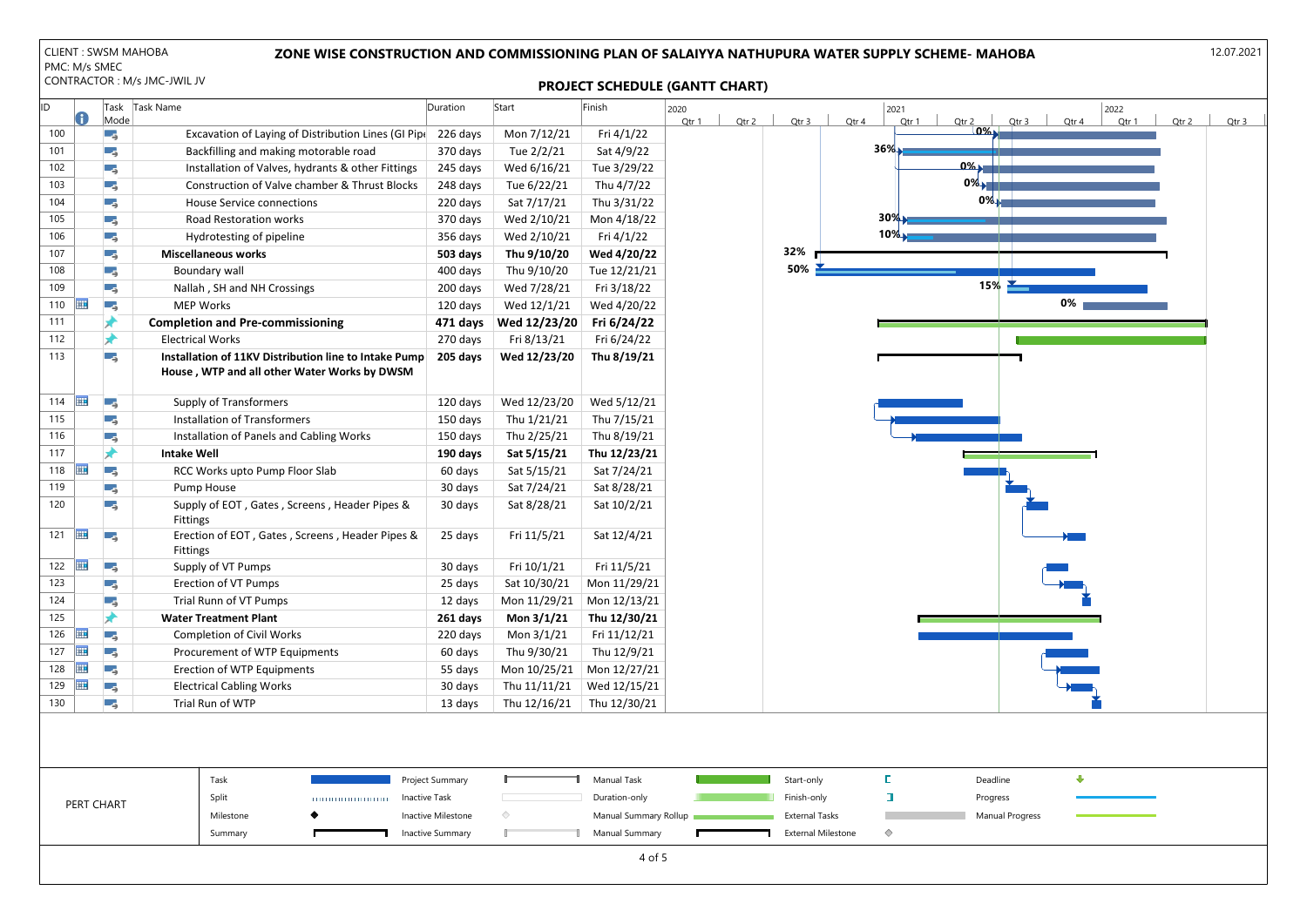CLIENT : SWSM MAHOBA
PMC: M/s SMEC
CONTRACTOR : M/s JMC-JWIL JV

# ZONE WISE CONSTRUCTION AND COMMISSIONING PLAN OF SALAIYYA NATHUPURA WATER SUPPLY SCHEME- MAHOBA

12.07.2021

## PROJECT SCHEDULE (GANTT CHART)

| ID | Task Name | Duration | Start | Finish | Progress |
|---|---|---|---|---|---|
| 100 | Excavation of Laying of Distribution Lines (GI Pipe | 226 days | Mon 7/12/21 | Fri 4/1/22 | 0% |
| 101 | Backfilling and making motorable road | 370 days | Tue 2/2/21 | Sat 4/9/22 | 36% |
| 102 | Installation of Valves, hydrants & other Fittings | 245 days | Wed 6/16/21 | Tue 3/29/22 | 0% |
| 103 | Construction of Valve chamber & Thrust Blocks | 248 days | Tue 6/22/21 | Thu 4/7/22 | 0% |
| 104 | House Service connections | 220 days | Sat 7/17/21 | Thu 3/31/22 | 0% |
| 105 | Road Restoration works | 370 days | Wed 2/10/21 | Mon 4/18/22 | 30% |
| 106 | Hydrotesting of pipeline | 356 days | Wed 2/10/21 | Fri 4/1/22 | 10% |
| 107 | **Miscellaneous works** | **503 days** | **Thu 9/10/20** | **Wed 4/20/22** | 32% |
| 108 | Boundary wall | 400 days | Thu 9/10/20 | Tue 12/21/21 | 50% |
| 109 | Nallah , SH and NH Crossings | 200 days | Wed 7/28/21 | Fri 3/18/22 | 15% |
| 110 | MEP Works | 120 days | Wed 12/1/21 | Wed 4/20/22 | 0% |
| 111 | **Completion and Pre-commissioning** | **471 days** | **Wed 12/23/20** | **Fri 6/24/22** | |
| 112 | Electrical Works | 270 days | Fri 8/13/21 | Fri 6/24/22 | |
| 113 | **Installation of 11KV Distribution line to Intake Pump House , WTP and all other Water Works by DWSM** | **205 days** | **Wed 12/23/20** | **Thu 8/19/21** | |
| 114 | Supply of Transformers | 120 days | Wed 12/23/20 | Wed 5/12/21 | |
| 115 | Installation of Transformers | 150 days | Thu 1/21/21 | Thu 7/15/21 | |
| 116 | Installation of Panels and Cabling Works | 150 days | Thu 2/25/21 | Thu 8/19/21 | |
| 117 | **Intake Well** | **190 days** | **Sat 5/15/21** | **Thu 12/23/21** | |
| 118 | RCC Works upto Pump Floor Slab | 60 days | Sat 5/15/21 | Sat 7/24/21 | |
| 119 | Pump House | 30 days | Sat 7/24/21 | Sat 8/28/21 | |
| 120 | Supply of EOT , Gates , Screens , Header Pipes & Fittings | 30 days | Sat 8/28/21 | Sat 10/2/21 | |
| 121 | Erection of EOT , Gates , Screens , Header Pipes & Fittings | 25 days | Fri 11/5/21 | Sat 12/4/21 | |
| 122 | Supply of VT Pumps | 30 days | Fri 10/1/21 | Fri 11/5/21 | |
| 123 | Erection of VT Pumps | 25 days | Sat 10/30/21 | Mon 11/29/21 | |
| 124 | Trial Runn of VT Pumps | 12 days | Mon 11/29/21 | Mon 12/13/21 | |
| 125 | **Water Treatment Plant** | **261 days** | **Mon 3/1/21** | **Thu 12/30/21** | |
| 126 | Completion of Civil Works | 220 days | Mon 3/1/21 | Fri 11/12/21 | |
| 127 | Procurement of WTP Equipments | 60 days | Thu 9/30/21 | Thu 12/9/21 | |
| 128 | Erection of WTP Equipments | 55 days | Mon 10/25/21 | Mon 12/27/21 | |
| 129 | Electrical Cabling Works | 30 days | Thu 11/11/21 | Wed 12/15/21 | |
| 130 | Trial Run of WTP | 13 days | Thu 12/16/21 | Thu 12/30/21 | |

PERT CHART

Legend: Task, Split, Milestone, Summary, Project Summary, Inactive Task, Inactive Milestone, Inactive Summary, Manual Task, Duration-only, Manual Summary Rollup, Manual Summary, Start-only, Finish-only, External Tasks, External Milestone, Deadline, Progress, Manual Progress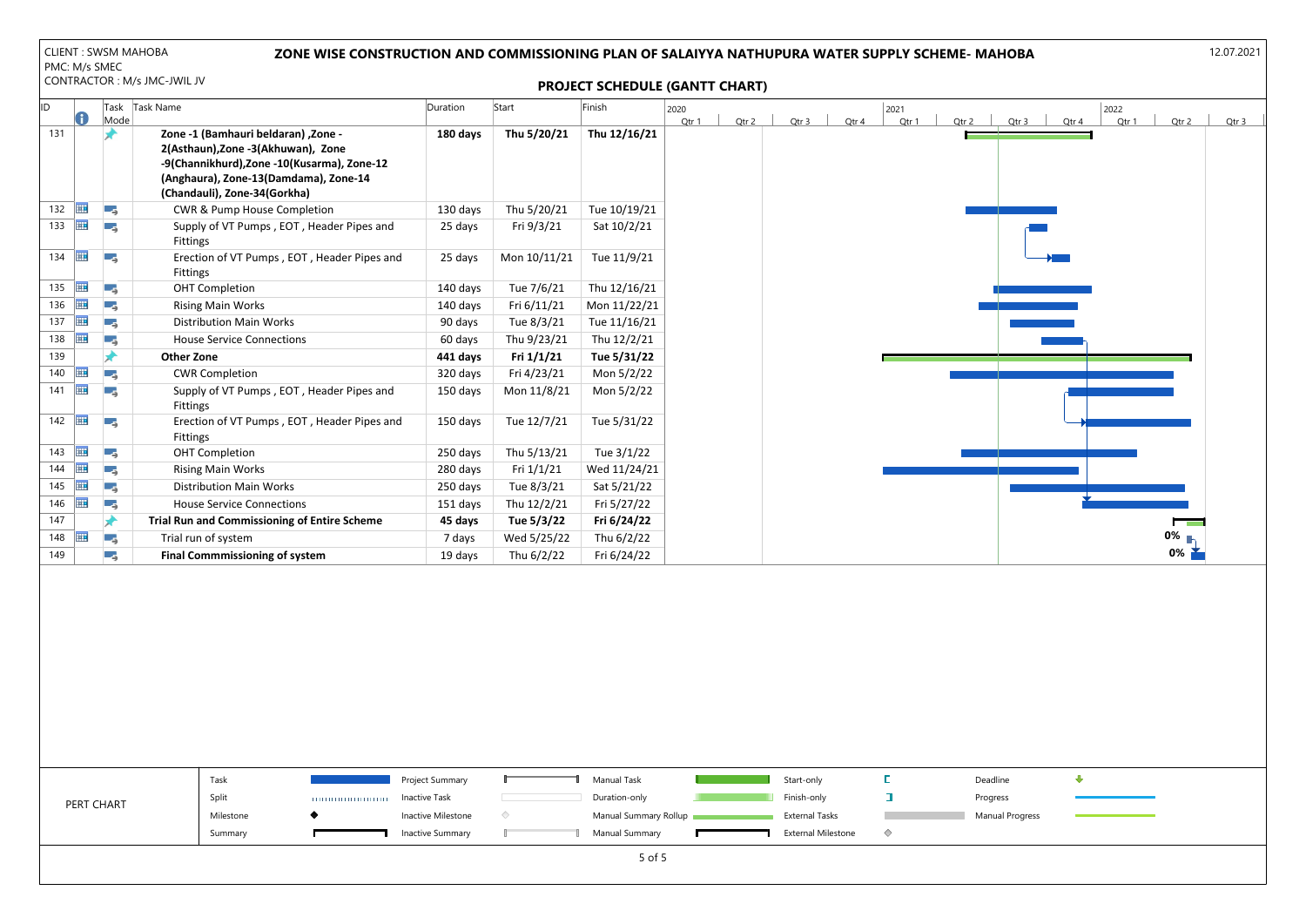CLIENT : SWSM MAHOBA
PMC: M/s SMEC
CONTRACTOR : M/s JMC-JWIL JV

# ZONE WISE CONSTRUCTION AND COMMISSIONING PLAN OF SALAIYYA NATHUPURA WATER SUPPLY SCHEME- MAHOBA

12.07.2021

## PROJECT SCHEDULE (GANTT CHART)

| ID | Task Mode | Task Name | Duration | Start | Finish |
|---|---|---|---|---|---|
| 131 | | **Zone -1 (Bamhauri beldaran) ,Zone -2(Asthaun),Zone -3(Akhuwan), Zone -9(Channikhurd),Zone -10(Kusarma), Zone-12 (Anghaura), Zone-13(Damdama), Zone-14 (Chandauli), Zone-34(Gorkha)** | **180 days** | **Thu 5/20/21** | **Thu 12/16/21** |
| 132 | | CWR & Pump House Completion | 130 days | Thu 5/20/21 | Tue 10/19/21 |
| 133 | | Supply of VT Pumps , EOT , Header Pipes and Fittings | 25 days | Fri 9/3/21 | Sat 10/2/21 |
| 134 | | Erection of VT Pumps , EOT , Header Pipes and Fittings | 25 days | Mon 10/11/21 | Tue 11/9/21 |
| 135 | | OHT Completion | 140 days | Tue 7/6/21 | Thu 12/16/21 |
| 136 | | Rising Main Works | 140 days | Fri 6/11/21 | Mon 11/22/21 |
| 137 | | Distribution Main Works | 90 days | Tue 8/3/21 | Tue 11/16/21 |
| 138 | | House Service Connections | 60 days | Thu 9/23/21 | Thu 12/2/21 |
| 139 | | **Other Zone** | **441 days** | **Fri 1/1/21** | **Tue 5/31/22** |
| 140 | | CWR Completion | 320 days | Fri 4/23/21 | Mon 5/2/22 |
| 141 | | Supply of VT Pumps , EOT , Header Pipes and Fittings | 150 days | Mon 11/8/21 | Mon 5/2/22 |
| 142 | | Erection of VT Pumps , EOT , Header Pipes and Fittings | 150 days | Tue 12/7/21 | Tue 5/31/22 |
| 143 | | OHT Completion | 250 days | Thu 5/13/21 | Tue 3/1/22 |
| 144 | | Rising Main Works | 280 days | Fri 1/1/21 | Wed 11/24/21 |
| 145 | | Distribution Main Works | 250 days | Tue 8/3/21 | Sat 5/21/22 |
| 146 | | House Service Connections | 151 days | Thu 12/2/21 | Fri 5/27/22 |
| 147 | | **Trial Run and Commissioning of Entire Scheme** | **45 days** | **Tue 5/3/22** | **Fri 6/24/22** |
| 148 | | Trial run of system | 7 days | Wed 5/25/22 | Thu 6/2/22 |
| 149 | | **Final Commmissioning of system** | 19 days | Thu 6/2/22 | Fri 6/24/22 |

2020: Qtr 1, Qtr 2, Qtr 3, Qtr 4
2021: Qtr 1, Qtr 2, Qtr 3, Qtr 4
2022: Qtr 1, Qtr 2, Qtr 3

0%
0%

PERT CHART

Task | Split | Milestone | Summary | Project Summary | Inactive Task | Inactive Milestone | Inactive Summary | Manual Task | Duration-only | Manual Summary Rollup | Manual Summary | Start-only | Finish-only | External Tasks | External Milestone | Deadline | Progress | Manual Progress